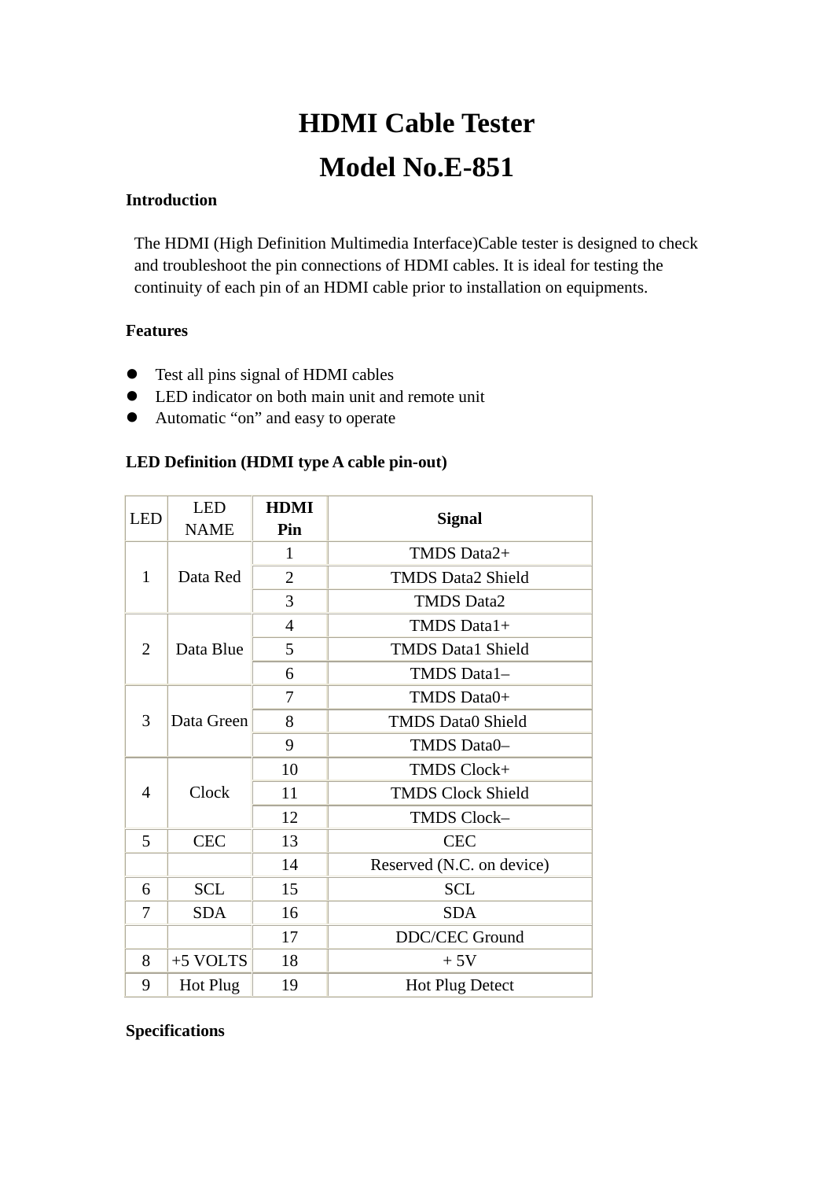# HDMI Cable Tester

# Model No.E-851

**Introduction**

The HDMI (High Definition Multimedia Interface)Cable tester is designed to check and troubleshoot the pin connections of HDMI cables. It is ideal for testing the continuity of each pin of an HDMI cable prior to installation on equipments.

**Features**

- Test all pins signal of HDMI cables
- LED indicator on both main unit and remote unit
- Automatic "on" and easy to operate

**LED Definition (HDMI type A cable pin-out)**

| LED | LED NAME | **HDMI Pin** | **Signal** |
|---|---|---|---|
| 1 | Data Red | 1 | TMDS Data2+ |
| | | 2 | TMDS Data2 Shield |
| | | 3 | TMDS Data2 |
| 2 | Data Blue | 4 | TMDS Data1+ |
| | | 5 | TMDS Data1 Shield |
| | | 6 | TMDS Data1– |
| 3 | Data Green | 7 | TMDS Data0+ |
| | | 8 | TMDS Data0 Shield |
| | | 9 | TMDS Data0– |
| 4 | Clock | 10 | TMDS Clock+ |
| | | 11 | TMDS Clock Shield |
| | | 12 | TMDS Clock– |
| 5 | CEC | 13 | CEC |
| | | 14 | Reserved (N.C. on device) |
| 6 | SCL | 15 | SCL |
| 7 | SDA | 16 | SDA |
| | | 17 | DDC/CEC Ground |
| 8 | +5 VOLTS | 18 | + 5V |
| 9 | Hot Plug | 19 | Hot Plug Detect |

**Specifications**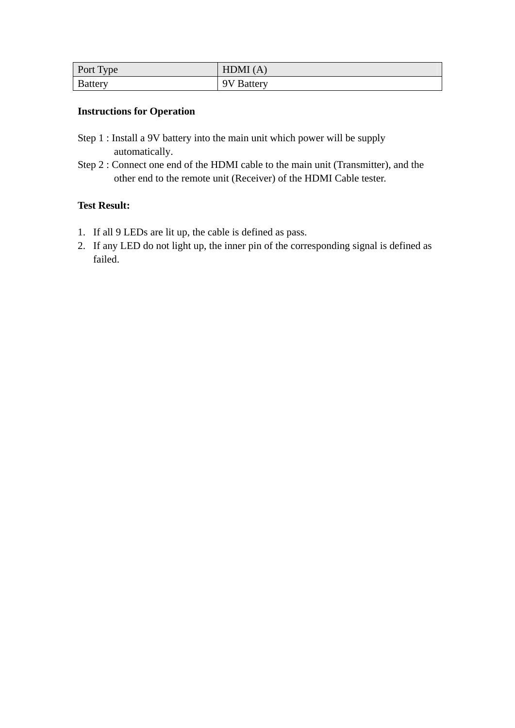| | |
|---|---|
| Port Type | HDMI (A) |
| Battery | 9V Battery |

**Instructions for Operation**

Step 1 : Install a 9V battery into the main unit which power will be supply automatically.
Step 2 : Connect one end of the HDMI cable to the main unit (Transmitter), and the other end to the remote unit (Receiver) of the HDMI Cable tester.

**Test Result:**

1. If all 9 LEDs are lit up, the cable is defined as pass.
2. If any LED do not light up, the inner pin of the corresponding signal is defined as failed.